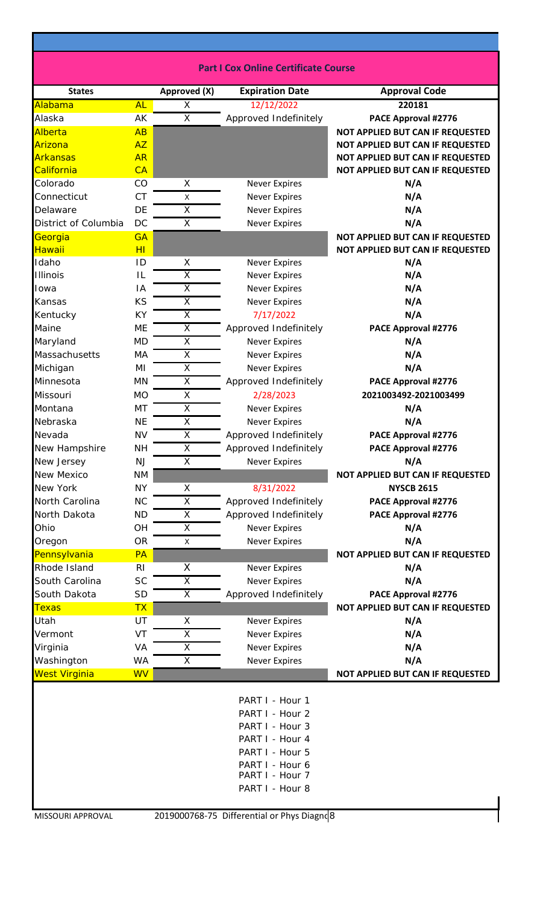## Part I Cox Online Certificate Course

| States | | Approved (X) | Expiration Date | Approval Code |
|---|---|---|---|---|
| Alabama | AL | X | 12/12/2022 | 220181 |
| Alaska | AK | X | Approved Indefinitely | PACE Approval #2776 |
| Alberta | AB | | | NOT APPLIED BUT CAN IF REQUESTED |
| Arizona | AZ | | | NOT APPLIED BUT CAN IF REQUESTED |
| Arkansas | AR | | | NOT APPLIED BUT CAN IF REQUESTED |
| California | CA | | | NOT APPLIED BUT CAN IF REQUESTED |
| Colorado | CO | X | Never Expires | N/A |
| Connecticut | CT | X | Never Expires | N/A |
| Delaware | DE | X | Never Expires | N/A |
| District of Columbia | DC | X | Never Expires | N/A |
| Georgia | GA | | | NOT APPLIED BUT CAN IF REQUESTED |
| Hawaii | HI | | | NOT APPLIED BUT CAN IF REQUESTED |
| Idaho | ID | X | Never Expires | N/A |
| Illinois | IL | X | Never Expires | N/A |
| Iowa | IA | X | Never Expires | N/A |
| Kansas | KS | X | Never Expires | N/A |
| Kentucky | KY | X | 7/17/2022 | N/A |
| Maine | ME | X | Approved Indefinitely | PACE Approval #2776 |
| Maryland | MD | X | Never Expires | N/A |
| Massachusetts | MA | X | Never Expires | N/A |
| Michigan | MI | X | Never Expires | N/A |
| Minnesota | MN | X | Approved Indefinitely | PACE Approval #2776 |
| Missouri | MO | X | 2/28/2023 | 2021003492-2021003499 |
| Montana | MT | X | Never Expires | N/A |
| Nebraska | NE | X | Never Expires | N/A |
| Nevada | NV | X | Approved Indefinitely | PACE Approval #2776 |
| New Hampshire | NH | X | Approved Indefinitely | PACE Approval #2776 |
| New Jersey | NJ | X | Never Expires | N/A |
| New Mexico | NM | | | NOT APPLIED BUT CAN IF REQUESTED |
| New York | NY | X | 8/31/2022 | NYSCB 2615 |
| North Carolina | NC | X | Approved Indefinitely | PACE Approval #2776 |
| North Dakota | ND | X | Approved Indefinitely | PACE Approval #2776 |
| Ohio | OH | X | Never Expires | N/A |
| Oregon | OR | X | Never Expires | N/A |
| Pennsylvania | PA | | | NOT APPLIED BUT CAN IF REQUESTED |
| Rhode Island | RI | X | Never Expires | N/A |
| South Carolina | SC | X | Never Expires | N/A |
| South Dakota | SD | X | Approved Indefinitely | PACE Approval #2776 |
| Texas | TX | | | NOT APPLIED BUT CAN IF REQUESTED |
| Utah | UT | X | Never Expires | N/A |
| Vermont | VT | X | Never Expires | N/A |
| Virginia | VA | X | Never Expires | N/A |
| Washington | WA | X | Never Expires | N/A |
| West Virginia | WV | | | NOT APPLIED BUT CAN IF REQUESTED |

PART I - Hour 1
PART I - Hour 2
PART I - Hour 3
PART I - Hour 4
PART I - Hour 5
PART I - Hour 6
PART I - Hour 7
PART I - Hour 8

MISSOURI APPROVAL 2019000768-75 Differential or Phys Diagno 8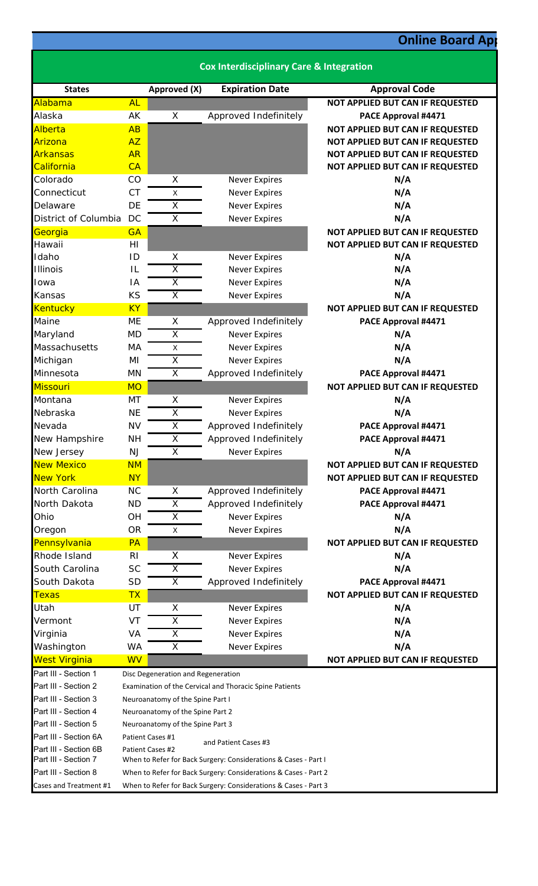# Online Board App

## Cox Interdisciplinary Care & Integration

| States | | Approved (X) | Expiration Date | Approval Code |
|---|---|---|---|---|
| Alabama | AL | | | NOT APPLIED BUT CAN IF REQUESTED |
| Alaska | AK | X | Approved Indefinitely | PACE Approval #4471 |
| Alberta | AB | | | NOT APPLIED BUT CAN IF REQUESTED |
| Arizona | AZ | | | NOT APPLIED BUT CAN IF REQUESTED |
| Arkansas | AR | | | NOT APPLIED BUT CAN IF REQUESTED |
| California | CA | | | NOT APPLIED BUT CAN IF REQUESTED |
| Colorado | CO | X | Never Expires | N/A |
| Connecticut | CT | X | Never Expires | N/A |
| Delaware | DE | X | Never Expires | N/A |
| District of Columbia | DC | X | Never Expires | N/A |
| Georgia | GA | | | NOT APPLIED BUT CAN IF REQUESTED |
| Hawaii | HI | | | NOT APPLIED BUT CAN IF REQUESTED |
| Idaho | ID | X | Never Expires | N/A |
| Illinois | IL | X | Never Expires | N/A |
| Iowa | IA | X | Never Expires | N/A |
| Kansas | KS | X | Never Expires | N/A |
| Kentucky | KY | | | NOT APPLIED BUT CAN IF REQUESTED |
| Maine | ME | X | Approved Indefinitely | PACE Approval #4471 |
| Maryland | MD | X | Never Expires | N/A |
| Massachusetts | MA | X | Never Expires | N/A |
| Michigan | MI | X | Never Expires | N/A |
| Minnesota | MN | X | Approved Indefinitely | PACE Approval #4471 |
| Missouri | MO | | | NOT APPLIED BUT CAN IF REQUESTED |
| Montana | MT | X | Never Expires | N/A |
| Nebraska | NE | X | Never Expires | N/A |
| Nevada | NV | X | Approved Indefinitely | PACE Approval #4471 |
| New Hampshire | NH | X | Approved Indefinitely | PACE Approval #4471 |
| New Jersey | NJ | X | Never Expires | N/A |
| New Mexico | NM | | | NOT APPLIED BUT CAN IF REQUESTED |
| New York | NY | | | NOT APPLIED BUT CAN IF REQUESTED |
| North Carolina | NC | X | Approved Indefinitely | PACE Approval #4471 |
| North Dakota | ND | X | Approved Indefinitely | PACE Approval #4471 |
| Ohio | OH | X | Never Expires | N/A |
| Oregon | OR | X | Never Expires | N/A |
| Pennsylvania | PA | | | NOT APPLIED BUT CAN IF REQUESTED |
| Rhode Island | RI | X | Never Expires | N/A |
| South Carolina | SC | X | Never Expires | N/A |
| South Dakota | SD | X | Approved Indefinitely | PACE Approval #4471 |
| Texas | TX | | | NOT APPLIED BUT CAN IF REQUESTED |
| Utah | UT | X | Never Expires | N/A |
| Vermont | VT | X | Never Expires | N/A |
| Virginia | VA | X | Never Expires | N/A |
| Washington | WA | X | Never Expires | N/A |
| West Virginia | WV | | | NOT APPLIED BUT CAN IF REQUESTED |

| Section | Title |
|---|---|
| Part III - Section 1 | Disc Degeneration and Regeneration |
| Part III - Section 2 | Examination of the Cervical and Thoracic Spine Patients |
| Part III - Section 3 | Neuroanatomy of the Spine Part I |
| Part III - Section 4 | Neuroanatomy of the Spine Part 2 |
| Part III - Section 5 | Neuroanatomy of the Spine Part 3 |
| Part III - Section 6A | Patient Cases #1 and Patient Cases #3 |
| Part III - Section 6B | Patient Cases #2 |
| Part III - Section 7 | When to Refer for Back Surgery: Considerations & Cases - Part I |
| Part III - Section 8 | When to Refer for Back Surgery: Considerations & Cases - Part 2 |
| Cases and Treatment #1 | When to Refer for Back Surgery: Considerations & Cases - Part 3 |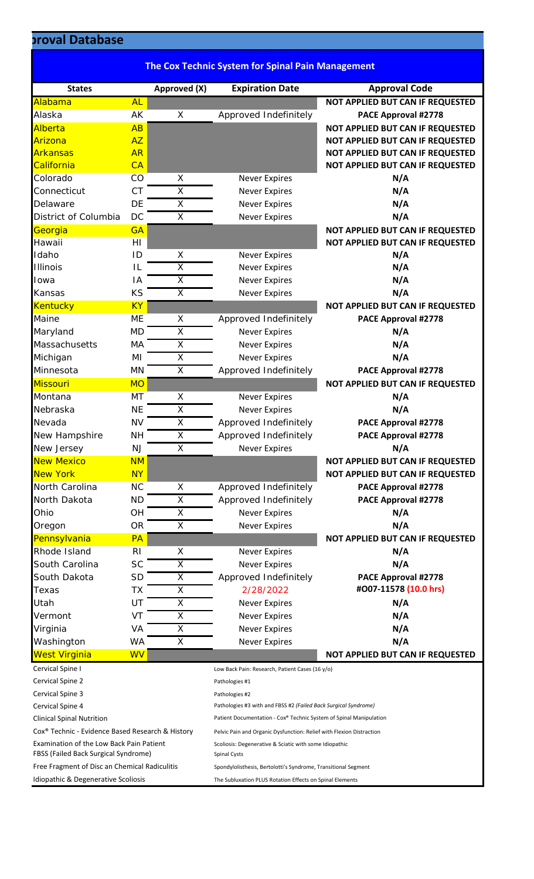# proval Database

## The Cox Technic System for Spinal Pain Management

| States | | Approved (X) | Expiration Date | Approval Code |
|---|---|---|---|---|
| Alabama | AL | | | NOT APPLIED BUT CAN IF REQUESTED |
| Alaska | AK | X | Approved Indefinitely | PACE Approval #2778 |
| Alberta | AB | | | NOT APPLIED BUT CAN IF REQUESTED |
| Arizona | AZ | | | NOT APPLIED BUT CAN IF REQUESTED |
| Arkansas | AR | | | NOT APPLIED BUT CAN IF REQUESTED |
| California | CA | | | NOT APPLIED BUT CAN IF REQUESTED |
| Colorado | CO | X | Never Expires | N/A |
| Connecticut | CT | X | Never Expires | N/A |
| Delaware | DE | X | Never Expires | N/A |
| District of Columbia | DC | X | Never Expires | N/A |
| Georgia | GA | | | NOT APPLIED BUT CAN IF REQUESTED |
| Hawaii | HI | | | NOT APPLIED BUT CAN IF REQUESTED |
| Idaho | ID | X | Never Expires | N/A |
| Illinois | IL | X | Never Expires | N/A |
| Iowa | IA | X | Never Expires | N/A |
| Kansas | KS | X | Never Expires | N/A |
| Kentucky | KY | | | NOT APPLIED BUT CAN IF REQUESTED |
| Maine | ME | X | Approved Indefinitely | PACE Approval #2778 |
| Maryland | MD | X | Never Expires | N/A |
| Massachusetts | MA | X | Never Expires | N/A |
| Michigan | MI | X | Never Expires | N/A |
| Minnesota | MN | X | Approved Indefinitely | PACE Approval #2778 |
| Missouri | MO | | | NOT APPLIED BUT CAN IF REQUESTED |
| Montana | MT | X | Never Expires | N/A |
| Nebraska | NE | X | Never Expires | N/A |
| Nevada | NV | X | Approved Indefinitely | PACE Approval #2778 |
| New Hampshire | NH | X | Approved Indefinitely | PACE Approval #2778 |
| New Jersey | NJ | X | Never Expires | N/A |
| New Mexico | NM | | | NOT APPLIED BUT CAN IF REQUESTED |
| New York | NY | | | NOT APPLIED BUT CAN IF REQUESTED |
| North Carolina | NC | X | Approved Indefinitely | PACE Approval #2778 |
| North Dakota | ND | X | Approved Indefinitely | PACE Approval #2778 |
| Ohio | OH | X | Never Expires | N/A |
| Oregon | OR | X | Never Expires | N/A |
| Pennsylvania | PA | | | NOT APPLIED BUT CAN IF REQUESTED |
| Rhode Island | RI | X | Never Expires | N/A |
| South Carolina | SC | X | Never Expires | N/A |
| South Dakota | SD | X | Approved Indefinitely | PACE Approval #2778 |
| Texas | TX | X | 2/28/2022 | #O07-11578 (10.0 hrs) |
| Utah | UT | X | Never Expires | N/A |
| Vermont | VT | X | Never Expires | N/A |
| Virginia | VA | X | Never Expires | N/A |
| Washington | WA | X | Never Expires | N/A |
| West Virginia | WV | | | NOT APPLIED BUT CAN IF REQUESTED |

| | |
|---|---|
| Cervical Spine I | Low Back Pain: Research, Patient Cases (16 y/o) |
| Cervical Spine 2 | Pathologies #1 |
| Cervical Spine 3 | Pathologies #2 |
| Cervical Spine 4 | Pathologies #3 with and FBSS #2 *(Failed Back Surgical Syndrome)* |
| Clinical Spinal Nutrition | Patient Documentation - Cox® Technic System of Spinal Manipulation |
| Cox® Technic - Evidence Based Research & History | Pelvic Pain and Organic Dysfunction: Relief with Flexion Distraction |
| Examination of the Low Back Pain Patient | Scoliosis: Degenerative & Sciatic with some Idiopathic |
| FBSS (Failed Back Surgical Syndrome) | Spinal Cysts |
| Free Fragment of Disc an Chemical Radiculitis | Spondylolisthesis, Bertolotti's Syndrome, Transitional Segment |
| Idiopathic & Degenerative Scoliosis | The Subluxation PLUS Rotation Effects on Spinal Elements |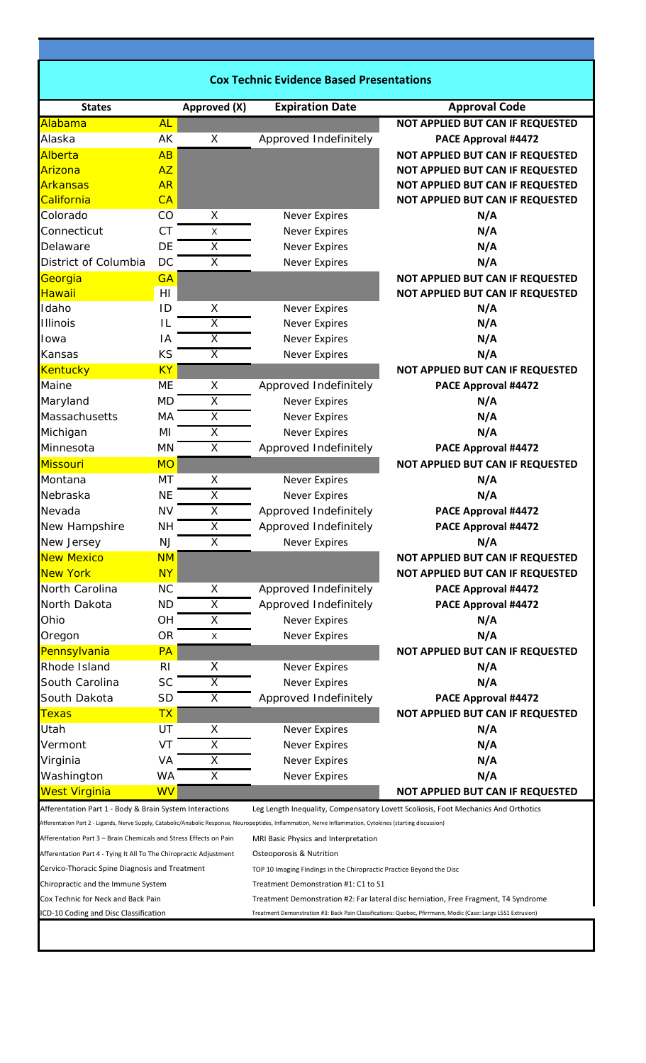## Cox Technic Evidence Based Presentations

| States | | Approved (X) | Expiration Date | Approval Code |
|---|---|---|---|---|
| Alabama | AL | | | NOT APPLIED BUT CAN IF REQUESTED |
| Alaska | AK | X | Approved Indefinitely | PACE Approval #4472 |
| Alberta | AB | | | NOT APPLIED BUT CAN IF REQUESTED |
| Arizona | AZ | | | NOT APPLIED BUT CAN IF REQUESTED |
| Arkansas | AR | | | NOT APPLIED BUT CAN IF REQUESTED |
| California | CA | | | NOT APPLIED BUT CAN IF REQUESTED |
| Colorado | CO | X | Never Expires | N/A |
| Connecticut | CT | X | Never Expires | N/A |
| Delaware | DE | X | Never Expires | N/A |
| District of Columbia | DC | X | Never Expires | N/A |
| Georgia | GA | | | NOT APPLIED BUT CAN IF REQUESTED |
| Hawaii | HI | | | NOT APPLIED BUT CAN IF REQUESTED |
| Idaho | ID | X | Never Expires | N/A |
| Illinois | IL | X | Never Expires | N/A |
| Iowa | IA | X | Never Expires | N/A |
| Kansas | KS | X | Never Expires | N/A |
| Kentucky | KY | | | NOT APPLIED BUT CAN IF REQUESTED |
| Maine | ME | X | Approved Indefinitely | PACE Approval #4472 |
| Maryland | MD | X | Never Expires | N/A |
| Massachusetts | MA | X | Never Expires | N/A |
| Michigan | MI | X | Never Expires | N/A |
| Minnesota | MN | X | Approved Indefinitely | PACE Approval #4472 |
| Missouri | MO | | | NOT APPLIED BUT CAN IF REQUESTED |
| Montana | MT | X | Never Expires | N/A |
| Nebraska | NE | X | Never Expires | N/A |
| Nevada | NV | X | Approved Indefinitely | PACE Approval #4472 |
| New Hampshire | NH | X | Approved Indefinitely | PACE Approval #4472 |
| New Jersey | NJ | X | Never Expires | N/A |
| New Mexico | NM | | | NOT APPLIED BUT CAN IF REQUESTED |
| New York | NY | | | NOT APPLIED BUT CAN IF REQUESTED |
| North Carolina | NC | X | Approved Indefinitely | PACE Approval #4472 |
| North Dakota | ND | X | Approved Indefinitely | PACE Approval #4472 |
| Ohio | OH | X | Never Expires | N/A |
| Oregon | OR | X | Never Expires | N/A |
| Pennsylvania | PA | | | NOT APPLIED BUT CAN IF REQUESTED |
| Rhode Island | RI | X | Never Expires | N/A |
| South Carolina | SC | X | Never Expires | N/A |
| South Dakota | SD | X | Approved Indefinitely | PACE Approval #4472 |
| Texas | TX | | | NOT APPLIED BUT CAN IF REQUESTED |
| Utah | UT | X | Never Expires | N/A |
| Vermont | VT | X | Never Expires | N/A |
| Virginia | VA | X | Never Expires | N/A |
| Washington | WA | X | Never Expires | N/A |
| West Virginia | WV | | | NOT APPLIED BUT CAN IF REQUESTED |

Afferentation Part 1 - Body & Brain System Interactions

Afferentation Part 2 - Ligands, Nerve Supply, Catabolic/Anabolic Response, Neuropeptides, Inflammation, Nerve Inflammation, Cytokines (starting discussion)

Afferentation Part 3 – Brain Chemicals and Stress Effects on Pain

Afferentation Part 4 - Tying It All To The Chiropractic Adjustment

Cervico-Thoracic Spine Diagnosis and Treatment

Chiropractic and the Immune System

Cox Technic for Neck and Back Pain

ICD-10 Coding and Disc Classification

Leg Length Inequality, Compensatory Lovett Scoliosis, Foot Mechanics And Orthotics

MRI Basic Physics and Interpretation

Osteoporosis & Nutrition

TOP 10 Imaging Findings in the Chiropractic Practice Beyond the Disc

Treatment Demonstration #1: C1 to S1

Treatment Demonstration #2: Far lateral disc herniation, Free Fragment, T4 Syndrome

Treatment Demonstration #3: Back Pain Classifications: Quebec, Pfirrmann, Modic (Case: Large L5S1 Extrusion)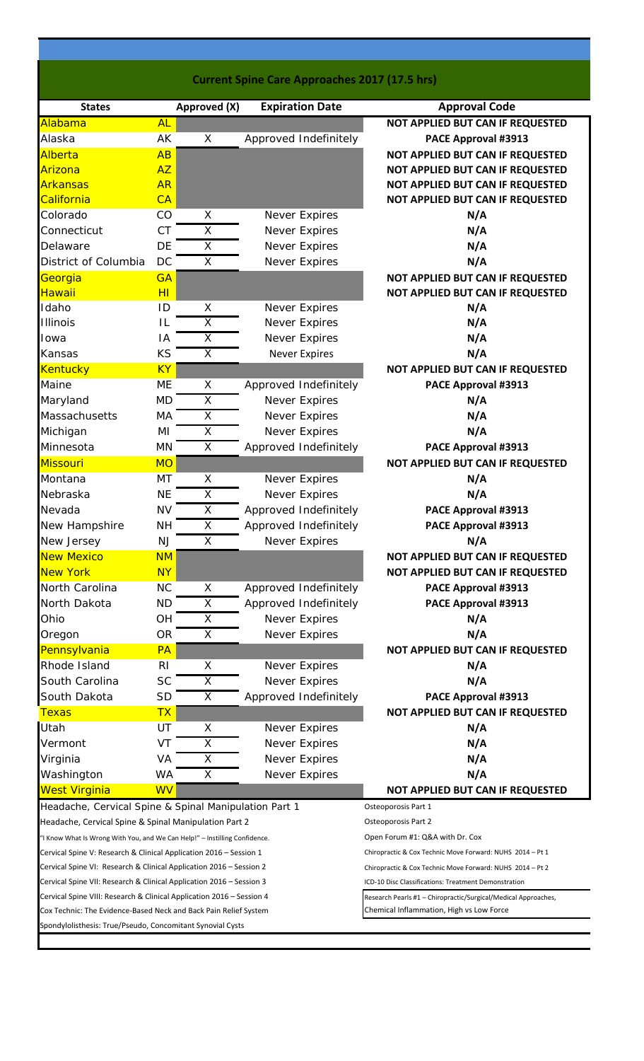## Current Spine Care Approaches 2017 (17.5 hrs)

| States | | Approved (X) | Expiration Date | Approval Code |
|---|---|---|---|---|
| Alabama | AL | | | NOT APPLIED BUT CAN IF REQUESTED |
| Alaska | AK | X | Approved Indefinitely | PACE Approval #3913 |
| Alberta | AB | | | NOT APPLIED BUT CAN IF REQUESTED |
| Arizona | AZ | | | NOT APPLIED BUT CAN IF REQUESTED |
| Arkansas | AR | | | NOT APPLIED BUT CAN IF REQUESTED |
| California | CA | | | NOT APPLIED BUT CAN IF REQUESTED |
| Colorado | CO | X | Never Expires | N/A |
| Connecticut | CT | X | Never Expires | N/A |
| Delaware | DE | X | Never Expires | N/A |
| District of Columbia | DC | X | Never Expires | N/A |
| Georgia | GA | | | NOT APPLIED BUT CAN IF REQUESTED |
| Hawaii | HI | | | NOT APPLIED BUT CAN IF REQUESTED |
| Idaho | ID | X | Never Expires | N/A |
| Illinois | IL | X | Never Expires | N/A |
| Iowa | IA | X | Never Expires | N/A |
| Kansas | KS | X | Never Expires | N/A |
| Kentucky | KY | | | NOT APPLIED BUT CAN IF REQUESTED |
| Maine | ME | X | Approved Indefinitely | PACE Approval #3913 |
| Maryland | MD | X | Never Expires | N/A |
| Massachusetts | MA | X | Never Expires | N/A |
| Michigan | MI | X | Never Expires | N/A |
| Minnesota | MN | X | Approved Indefinitely | PACE Approval #3913 |
| Missouri | MO | | | NOT APPLIED BUT CAN IF REQUESTED |
| Montana | MT | X | Never Expires | N/A |
| Nebraska | NE | X | Never Expires | N/A |
| Nevada | NV | X | Approved Indefinitely | PACE Approval #3913 |
| New Hampshire | NH | X | Approved Indefinitely | PACE Approval #3913 |
| New Jersey | NJ | X | Never Expires | N/A |
| New Mexico | NM | | | NOT APPLIED BUT CAN IF REQUESTED |
| New York | NY | | | NOT APPLIED BUT CAN IF REQUESTED |
| North Carolina | NC | X | Approved Indefinitely | PACE Approval #3913 |
| North Dakota | ND | X | Approved Indefinitely | PACE Approval #3913 |
| Ohio | OH | X | Never Expires | N/A |
| Oregon | OR | X | Never Expires | N/A |
| Pennsylvania | PA | | | NOT APPLIED BUT CAN IF REQUESTED |
| Rhode Island | RI | X | Never Expires | N/A |
| South Carolina | SC | X | Never Expires | N/A |
| South Dakota | SD | X | Approved Indefinitely | PACE Approval #3913 |
| Texas | TX | | | NOT APPLIED BUT CAN IF REQUESTED |
| Utah | UT | X | Never Expires | N/A |
| Vermont | VT | X | Never Expires | N/A |
| Virginia | VA | X | Never Expires | N/A |
| Washington | WA | X | Never Expires | N/A |
| West Virginia | WV | | | NOT APPLIED BUT CAN IF REQUESTED |

- Headache, Cervical Spine & Spinal Manipulation Part 1
- Headache, Cervical Spine & Spinal Manipulation Part 2
- "I Know What Is Wrong With You, and We Can Help!" – Instilling Confidence.
- Cervical Spine V: Research & Clinical Application 2016 – Session 1
- Cervical Spine VI: Research & Clinical Application 2016 – Session 2
- Cervical Spine VII: Research & Clinical Application 2016 – Session 3
- Cervical Spine VIII: Research & Clinical Application 2016 – Session 4
- Cox Technic: The Evidence-Based Neck and Back Pain Relief System
- Spondylolisthesis: True/Pseudo, Concomitant Synovial Cysts
- Osteoporosis Part 1
- Osteoporosis Part 2
- Open Forum #1: Q&A with Dr. Cox
- Chiropractic & Cox Technic Move Forward: NUHS 2014 – Pt 1
- Chiropractic & Cox Technic Move Forward: NUHS 2014 – Pt 2
- ICD-10 Disc Classifications: Treatment Demonstration
- Research Pearls #1 – Chiropractic/Surgical/Medical Approaches, Chemical Inflammation, High vs Low Force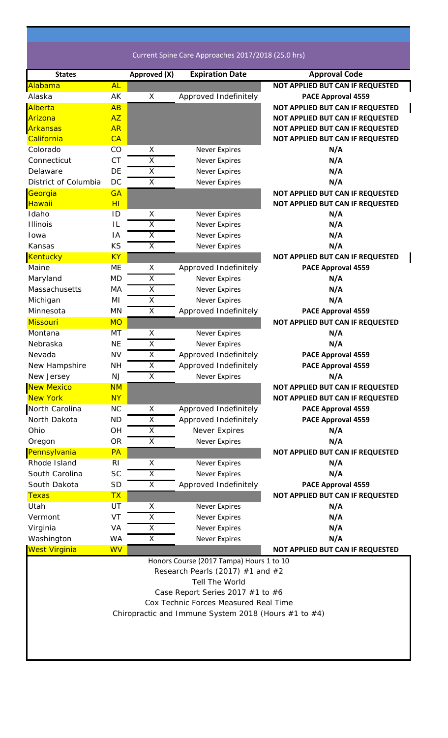Current Spine Care Approaches 2017/2018 (25.0 hrs)

| States | | Approved (X) | Expiration Date | Approval Code |
|---|---|---|---|---|
| Alabama | AL | | | NOT APPLIED BUT CAN IF REQUESTED |
| Alaska | AK | X | Approved Indefinitely | PACE Approval 4559 |
| Alberta | AB | | | NOT APPLIED BUT CAN IF REQUESTED |
| Arizona | AZ | | | NOT APPLIED BUT CAN IF REQUESTED |
| Arkansas | AR | | | NOT APPLIED BUT CAN IF REQUESTED |
| California | CA | | | NOT APPLIED BUT CAN IF REQUESTED |
| Colorado | CO | X | Never Expires | N/A |
| Connecticut | CT | X | Never Expires | N/A |
| Delaware | DE | X | Never Expires | N/A |
| District of Columbia | DC | X | Never Expires | N/A |
| Georgia | GA | | | NOT APPLIED BUT CAN IF REQUESTED |
| Hawaii | HI | | | NOT APPLIED BUT CAN IF REQUESTED |
| Idaho | ID | X | Never Expires | N/A |
| Illinois | IL | X | Never Expires | N/A |
| Iowa | IA | X | Never Expires | N/A |
| Kansas | KS | X | Never Expires | N/A |
| Kentucky | KY | | | NOT APPLIED BUT CAN IF REQUESTED |
| Maine | ME | X | Approved Indefinitely | PACE Approval 4559 |
| Maryland | MD | X | Never Expires | N/A |
| Massachusetts | MA | X | Never Expires | N/A |
| Michigan | MI | X | Never Expires | N/A |
| Minnesota | MN | X | Approved Indefinitely | PACE Approval 4559 |
| Missouri | MO | | | NOT APPLIED BUT CAN IF REQUESTED |
| Montana | MT | X | Never Expires | N/A |
| Nebraska | NE | X | Never Expires | N/A |
| Nevada | NV | X | Approved Indefinitely | PACE Approval 4559 |
| New Hampshire | NH | X | Approved Indefinitely | PACE Approval 4559 |
| New Jersey | NJ | X | Never Expires | N/A |
| New Mexico | NM | | | NOT APPLIED BUT CAN IF REQUESTED |
| New York | NY | | | NOT APPLIED BUT CAN IF REQUESTED |
| North Carolina | NC | X | Approved Indefinitely | PACE Approval 4559 |
| North Dakota | ND | X | Approved Indefinitely | PACE Approval 4559 |
| Ohio | OH | X | Never Expires | N/A |
| Oregon | OR | X | Never Expires | N/A |
| Pennsylvania | PA | | | NOT APPLIED BUT CAN IF REQUESTED |
| Rhode Island | RI | X | Never Expires | N/A |
| South Carolina | SC | X | Never Expires | N/A |
| South Dakota | SD | X | Approved Indefinitely | PACE Approval 4559 |
| Texas | TX | | | NOT APPLIED BUT CAN IF REQUESTED |
| Utah | UT | X | Never Expires | N/A |
| Vermont | VT | X | Never Expires | N/A |
| Virginia | VA | X | Never Expires | N/A |
| Washington | WA | X | Never Expires | N/A |
| West Virginia | WV | | | NOT APPLIED BUT CAN IF REQUESTED |

Honors Course (2017 Tampa) Hours 1 to 10

Research Pearls (2017) #1 and #2

Tell The World

Case Report Series 2017 #1 to #6

Cox Technic Forces Measured Real Time

Chiropractic and Immune System 2018 (Hours #1 to #4)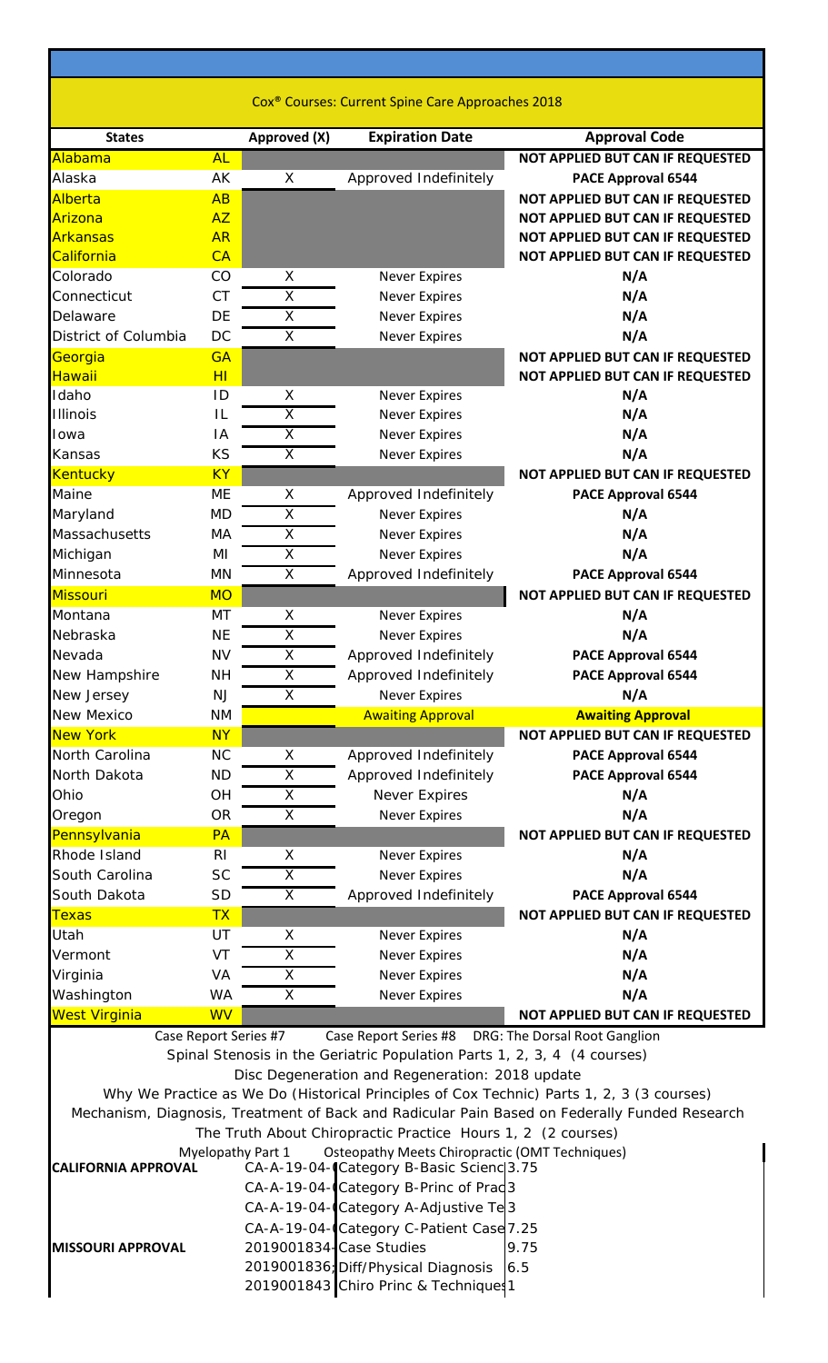## Cox® Courses: Current Spine Care Approaches 2018

| States | | Approved (X) | Expiration Date | Approval Code |
|---|---|---|---|---|
| Alabama | AL | | | NOT APPLIED BUT CAN IF REQUESTED |
| Alaska | AK | X | Approved Indefinitely | PACE Approval 6544 |
| Alberta | AB | | | NOT APPLIED BUT CAN IF REQUESTED |
| Arizona | AZ | | | NOT APPLIED BUT CAN IF REQUESTED |
| Arkansas | AR | | | NOT APPLIED BUT CAN IF REQUESTED |
| California | CA | | | NOT APPLIED BUT CAN IF REQUESTED |
| Colorado | CO | X | Never Expires | N/A |
| Connecticut | CT | X | Never Expires | N/A |
| Delaware | DE | X | Never Expires | N/A |
| District of Columbia | DC | X | Never Expires | N/A |
| Georgia | GA | | | NOT APPLIED BUT CAN IF REQUESTED |
| Hawaii | HI | | | NOT APPLIED BUT CAN IF REQUESTED |
| Idaho | ID | X | Never Expires | N/A |
| Illinois | IL | X | Never Expires | N/A |
| Iowa | IA | X | Never Expires | N/A |
| Kansas | KS | X | Never Expires | N/A |
| Kentucky | KY | | | NOT APPLIED BUT CAN IF REQUESTED |
| Maine | ME | X | Approved Indefinitely | PACE Approval 6544 |
| Maryland | MD | X | Never Expires | N/A |
| Massachusetts | MA | X | Never Expires | N/A |
| Michigan | MI | X | Never Expires | N/A |
| Minnesota | MN | X | Approved Indefinitely | PACE Approval 6544 |
| Missouri | MO | | | NOT APPLIED BUT CAN IF REQUESTED |
| Montana | MT | X | Never Expires | N/A |
| Nebraska | NE | X | Never Expires | N/A |
| Nevada | NV | X | Approved Indefinitely | PACE Approval 6544 |
| New Hampshire | NH | X | Approved Indefinitely | PACE Approval 6544 |
| New Jersey | NJ | X | Never Expires | N/A |
| New Mexico | NM | | Awaiting Approval | Awaiting Approval |
| New York | NY | | | NOT APPLIED BUT CAN IF REQUESTED |
| North Carolina | NC | X | Approved Indefinitely | PACE Approval 6544 |
| North Dakota | ND | X | Approved Indefinitely | PACE Approval 6544 |
| Ohio | OH | X | Never Expires | N/A |
| Oregon | OR | X | Never Expires | N/A |
| Pennsylvania | PA | | | NOT APPLIED BUT CAN IF REQUESTED |
| Rhode Island | RI | X | Never Expires | N/A |
| South Carolina | SC | X | Never Expires | N/A |
| South Dakota | SD | X | Approved Indefinitely | PACE Approval 6544 |
| Texas | TX | | | NOT APPLIED BUT CAN IF REQUESTED |
| Utah | UT | X | Never Expires | N/A |
| Vermont | VT | X | Never Expires | N/A |
| Virginia | VA | X | Never Expires | N/A |
| Washington | WA | X | Never Expires | N/A |
| West Virginia | WV | | | NOT APPLIED BUT CAN IF REQUESTED |

Case Report Series #7 Case Report Series #8 DRG: The Dorsal Root Ganglion

Spinal Stenosis in the Geriatric Population Parts 1, 2, 3, 4 (4 courses)

Disc Degeneration and Regeneration: 2018 update

Why We Practice as We Do (Historical Principles of Cox Technic) Parts 1, 2, 3 (3 courses)

Mechanism, Diagnosis, Treatment of Back and Radicular Pain Based on Federally Funded Research

The Truth About Chiropractic Practice Hours 1, 2 (2 courses)

Myelopathy Part 1 Osteopathy Meets Chiropractic (OMT Techniques)

| | | | |
|---|---|---|---|
| **CALIFORNIA APPROVAL** | CA-A-19-04- | Category B-Basic Scienc | 3.75 |
| | CA-A-19-04- | Category B-Princ of Prac | 3 |
| | CA-A-19-04- | Category A-Adjustive Te | 3 |
| | CA-A-19-04- | Category C-Patient Case | 7.25 |
| **MISSOURI APPROVAL** | 2019001834 | Case Studies | 9.75 |
| | 2019001836 | Diff/Physical Diagnosis | 6.5 |
| | 2019001843 | Chiro Princ & Techniques | 1 |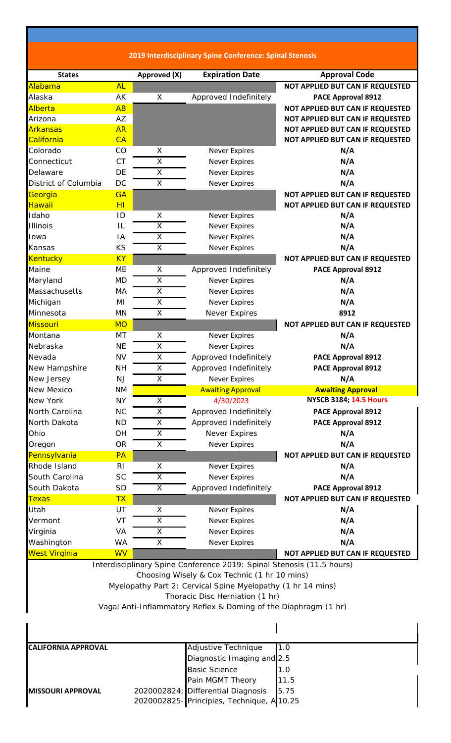## 2019 Interdisciplinary Spine Conference: Spinal Stenosis

| States | | Approved (X) | Expiration Date | Approval Code |
|---|---|---|---|---|
| Alabama | AL | | | NOT APPLIED BUT CAN IF REQUESTED |
| Alaska | AK | X | Approved Indefinitely | PACE Approval 8912 |
| Alberta | AB | | | NOT APPLIED BUT CAN IF REQUESTED |
| Arizona | AZ | | | NOT APPLIED BUT CAN IF REQUESTED |
| Arkansas | AR | | | NOT APPLIED BUT CAN IF REQUESTED |
| California | CA | | | NOT APPLIED BUT CAN IF REQUESTED |
| Colorado | CO | X | Never Expires | N/A |
| Connecticut | CT | X | Never Expires | N/A |
| Delaware | DE | X | Never Expires | N/A |
| District of Columbia | DC | X | Never Expires | N/A |
| Georgia | GA | | | NOT APPLIED BUT CAN IF REQUESTED |
| Hawaii | HI | | | NOT APPLIED BUT CAN IF REQUESTED |
| Idaho | ID | X | Never Expires | N/A |
| Illinois | IL | X | Never Expires | N/A |
| Iowa | IA | X | Never Expires | N/A |
| Kansas | KS | X | Never Expires | N/A |
| Kentucky | KY | | | NOT APPLIED BUT CAN IF REQUESTED |
| Maine | ME | X | Approved Indefinitely | PACE Approval 8912 |
| Maryland | MD | X | Never Expires | N/A |
| Massachusetts | MA | X | Never Expires | N/A |
| Michigan | MI | X | Never Expires | N/A |
| Minnesota | MN | X | Never Expires | 8912 |
| Missouri | MO | | | NOT APPLIED BUT CAN IF REQUESTED |
| Montana | MT | X | Never Expires | N/A |
| Nebraska | NE | X | Never Expires | N/A |
| Nevada | NV | X | Approved Indefinitely | PACE Approval 8912 |
| New Hampshire | NH | X | Approved Indefinitely | PACE Approval 8912 |
| New Jersey | NJ | X | Never Expires | N/A |
| New Mexico | NM | | Awaiting Approval | Awaiting Approval |
| New York | NY | X | 4/30/2023 | NYSCB 3184; 14.5 Hours |
| North Carolina | NC | X | Approved Indefinitely | PACE Approval 8912 |
| North Dakota | ND | X | Approved Indefinitely | PACE Approval 8912 |
| Ohio | OH | X | Never Expires | N/A |
| Oregon | OR | X | Never Expires | N/A |
| Pennsylvania | PA | | | NOT APPLIED BUT CAN IF REQUESTED |
| Rhode Island | RI | X | Never Expires | N/A |
| South Carolina | SC | X | Never Expires | N/A |
| South Dakota | SD | X | Approved Indefinitely | PACE Approval 8912 |
| Texas | TX | | | NOT APPLIED BUT CAN IF REQUESTED |
| Utah | UT | X | Never Expires | N/A |
| Vermont | VT | X | Never Expires | N/A |
| Virginia | VA | X | Never Expires | N/A |
| Washington | WA | X | Never Expires | N/A |
| West Virginia | WV | | | NOT APPLIED BUT CAN IF REQUESTED |

Interdisciplinary Spine Conference 2019: Spinal Stenosis (11.5 hours)
Choosing Wisely & Cox Technic (1 hr 10 mins)
Myelopathy Part 2: Cervical Spine Myelopathy (1 hr 14 mins)
Thoracic Disc Herniation (1 hr)
Vagal Anti-Inflammatory Reflex & Doming of the Diaphragm (1 hr)

| | | | |
|---|---|---|---|
| **CALIFORNIA APPROVAL** | | Adjustive Technique | 1.0 |
| | | Diagnostic Imaging and | 2.5 |
| | | Basic Science | 1.0 |
| | | Pain MGMT Theory | 11.5 |
| **MISSOURI APPROVAL** | 2020002824; | Differential Diagnosis | 5.75 |
| | 2020002825- | Principles, Technique, A | 10.25 |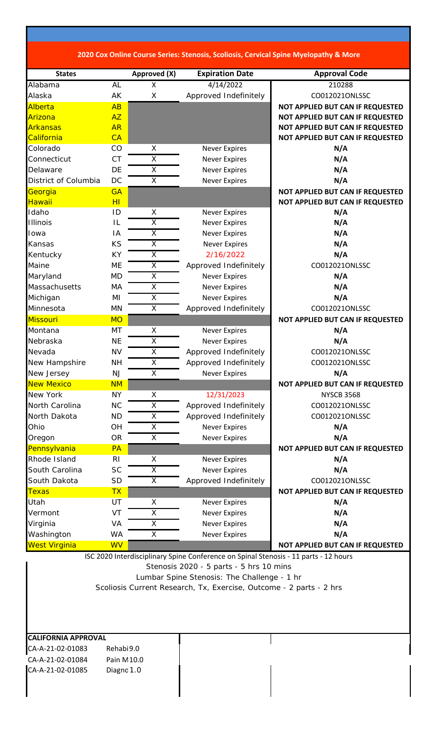## 2020 Cox Online Course Series: Stenosis, Scoliosis, Cervical Spine Myelopathy & More

| States | | Approved (X) | Expiration Date | Approval Code |
|---|---|---|---|---|
| Alabama | AL | X | 4/14/2022 | 210288 |
| Alaska | AK | X | Approved Indefinitely | CO012021ONLSSC |
| Alberta | AB | | | NOT APPLIED BUT CAN IF REQUESTED |
| Arizona | AZ | | | NOT APPLIED BUT CAN IF REQUESTED |
| Arkansas | AR | | | NOT APPLIED BUT CAN IF REQUESTED |
| California | CA | | | NOT APPLIED BUT CAN IF REQUESTED |
| Colorado | CO | X | Never Expires | N/A |
| Connecticut | CT | X | Never Expires | N/A |
| Delaware | DE | X | Never Expires | N/A |
| District of Columbia | DC | X | Never Expires | N/A |
| Georgia | GA | | | NOT APPLIED BUT CAN IF REQUESTED |
| Hawaii | HI | | | NOT APPLIED BUT CAN IF REQUESTED |
| Idaho | ID | X | Never Expires | N/A |
| Illinois | IL | X | Never Expires | N/A |
| Iowa | IA | X | Never Expires | N/A |
| Kansas | KS | X | Never Expires | N/A |
| Kentucky | KY | X | 2/16/2022 | N/A |
| Maine | ME | X | Approved Indefinitely | CO012021ONLSSC |
| Maryland | MD | X | Never Expires | N/A |
| Massachusetts | MA | X | Never Expires | N/A |
| Michigan | MI | X | Never Expires | N/A |
| Minnesota | MN | X | Approved Indefinitely | CO012021ONLSSC |
| Missouri | MO | | | NOT APPLIED BUT CAN IF REQUESTED |
| Montana | MT | X | Never Expires | N/A |
| Nebraska | NE | X | Never Expires | N/A |
| Nevada | NV | X | Approved Indefinitely | CO012021ONLSSC |
| New Hampshire | NH | X | Approved Indefinitely | CO012021ONLSSC |
| New Jersey | NJ | X | Never Expires | N/A |
| New Mexico | NM | | | NOT APPLIED BUT CAN IF REQUESTED |
| New York | NY | X | 12/31/2023 | NYSCB 3568 |
| North Carolina | NC | X | Approved Indefinitely | CO012021ONLSSC |
| North Dakota | ND | X | Approved Indefinitely | CO012021ONLSSC |
| Ohio | OH | X | Never Expires | N/A |
| Oregon | OR | X | Never Expires | N/A |
| Pennsylvania | PA | | | NOT APPLIED BUT CAN IF REQUESTED |
| Rhode Island | RI | X | Never Expires | N/A |
| South Carolina | SC | X | Never Expires | N/A |
| South Dakota | SD | X | Approved Indefinitely | CO012021ONLSSC |
| Texas | TX | | | NOT APPLIED BUT CAN IF REQUESTED |
| Utah | UT | X | Never Expires | N/A |
| Vermont | VT | X | Never Expires | N/A |
| Virginia | VA | X | Never Expires | N/A |
| Washington | WA | X | Never Expires | N/A |
| West Virginia | WV | | | NOT APPLIED BUT CAN IF REQUESTED |

ISC 2020 Interdisciplinary Spine Conference on Spinal Stenosis - 11 parts - 12 hours

Stenosis 2020 - 5 parts - 5 hrs 10 mins

Lumbar Spine Stenosis: The Challenge - 1 hr

Scoliosis Current Research, Tx, Exercise, Outcome - 2 parts - 2 hrs

| CALIFORNIA APPROVAL | | |
|---|---|---|
| CA-A-21-02-01083 | Rehabi | 9.0 |
| CA-A-21-02-01084 | Pain M | 10.0 |
| CA-A-21-02-01085 | Diagno | 1.0 |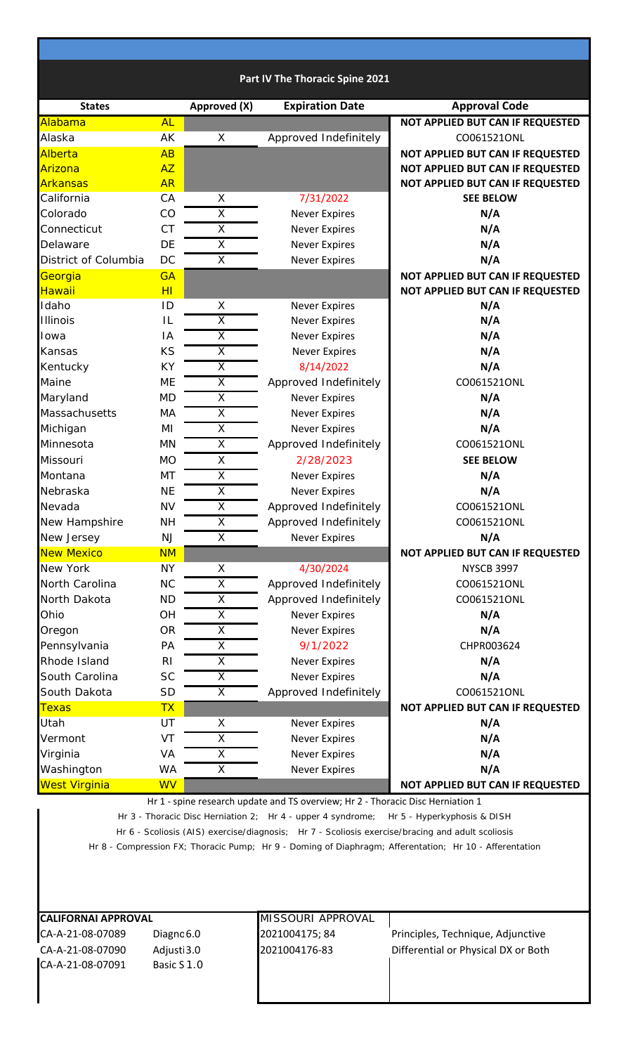## Part IV The Thoracic Spine 2021

| States | | Approved (X) | Expiration Date | Approval Code |
|---|---|---|---|---|
| Alabama | AL | | | NOT APPLIED BUT CAN IF REQUESTED |
| Alaska | AK | X | Approved Indefinitely | CO061521ONL |
| Alberta | AB | | | NOT APPLIED BUT CAN IF REQUESTED |
| Arizona | AZ | | | NOT APPLIED BUT CAN IF REQUESTED |
| Arkansas | AR | | | NOT APPLIED BUT CAN IF REQUESTED |
| California | CA | X | 7/31/2022 | SEE BELOW |
| Colorado | CO | X | Never Expires | N/A |
| Connecticut | CT | X | Never Expires | N/A |
| Delaware | DE | X | Never Expires | N/A |
| District of Columbia | DC | X | Never Expires | N/A |
| Georgia | GA | | | NOT APPLIED BUT CAN IF REQUESTED |
| Hawaii | HI | | | NOT APPLIED BUT CAN IF REQUESTED |
| Idaho | ID | X | Never Expires | N/A |
| Illinois | IL | X | Never Expires | N/A |
| Iowa | IA | X | Never Expires | N/A |
| Kansas | KS | X | Never Expires | N/A |
| Kentucky | KY | X | 8/14/2022 | N/A |
| Maine | ME | X | Approved Indefinitely | CO061521ONL |
| Maryland | MD | X | Never Expires | N/A |
| Massachusetts | MA | X | Never Expires | N/A |
| Michigan | MI | X | Never Expires | N/A |
| Minnesota | MN | X | Approved Indefinitely | CO061521ONL |
| Missouri | MO | X | 2/28/2023 | SEE BELOW |
| Montana | MT | X | Never Expires | N/A |
| Nebraska | NE | X | Never Expires | N/A |
| Nevada | NV | X | Approved Indefinitely | CO061521ONL |
| New Hampshire | NH | X | Approved Indefinitely | CO061521ONL |
| New Jersey | NJ | X | Never Expires | N/A |
| New Mexico | NM | | | NOT APPLIED BUT CAN IF REQUESTED |
| New York | NY | X | 4/30/2024 | NYSCB 3997 |
| North Carolina | NC | X | Approved Indefinitely | CO061521ONL |
| North Dakota | ND | X | Approved Indefinitely | CO061521ONL |
| Ohio | OH | X | Never Expires | N/A |
| Oregon | OR | X | Never Expires | N/A |
| Pennsylvania | PA | X | 9/1/2022 | CHPR003624 |
| Rhode Island | RI | X | Never Expires | N/A |
| South Carolina | SC | X | Never Expires | N/A |
| South Dakota | SD | X | Approved Indefinitely | CO061521ONL |
| Texas | TX | | | NOT APPLIED BUT CAN IF REQUESTED |
| Utah | UT | X | Never Expires | N/A |
| Vermont | VT | X | Never Expires | N/A |
| Virginia | VA | X | Never Expires | N/A |
| Washington | WA | X | Never Expires | N/A |
| West Virginia | WV | | | NOT APPLIED BUT CAN IF REQUESTED |

Hr 1 - spine research update and TS overview; Hr 2 - Thoracic Disc Herniation 1

Hr 3 - Thoracic Disc Herniation 2; Hr 4 - upper 4 syndrome; Hr 5 - Hyperkyphosis & DISH

Hr 6 - Scoliosis (AIS) exercise/diagnosis; Hr 7 - Scoliosis exercise/bracing and adult scoliosis

Hr 8 - Compression FX; Thoracic Pump; Hr 9 - Doming of Diaphragm; Afferentation; Hr 10 - Afferentation

| CALIFORNAI APPROVAL | | MISSOURI APPROVAL | |
|---|---|---|---|
| CA-A-21-08-07089 | Diagno 6.0 | 2021004175; 84 | Principles, Technique, Adjunctive |
| CA-A-21-08-07090 | Adjusti 3.0 | 2021004176-83 | Differential or Physical DX or Both |
| CA-A-21-08-07091 | Basic S 1.0 | | |